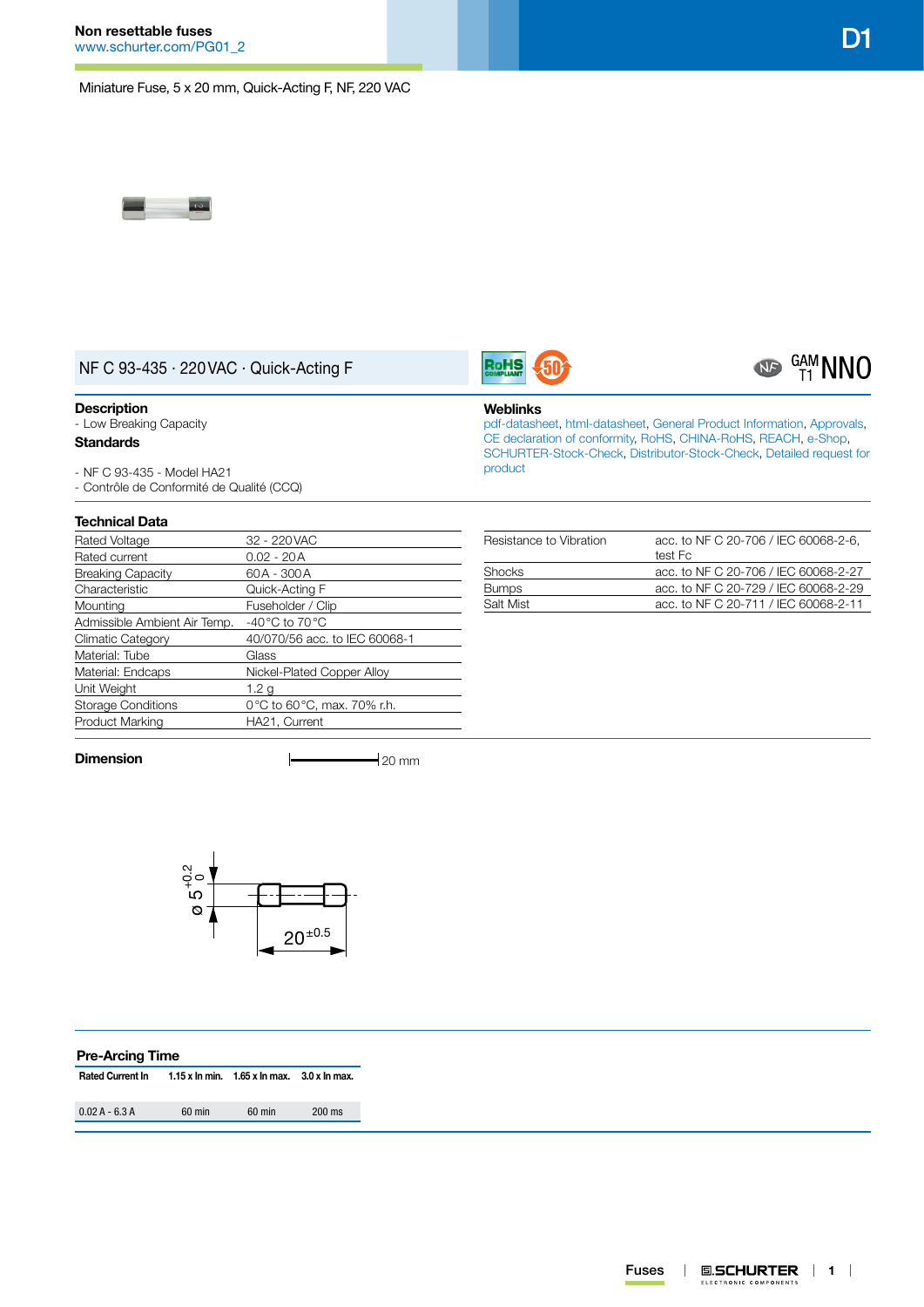Non resettable fuses
www.schurter.com/PG01_2

Miniature Fuse, 5 x 20 mm, Quick-Acting F, NF, 220 VAC

## NF C 93-435 · 220 VAC · Quick-Acting F

GAM T1 NNO

### Description

- Low Breaking Capacity

### Standards

- NF C 93-435 - Model HA21
- Contrôle de Conformité de Qualité (CCQ)

### Weblinks

pdf-datasheet, html-datasheet, General Product Information, Approvals, CE declaration of conformity, RoHS, CHINA-RoHS, REACH, e-Shop, SCHURTER-Stock-Check, Distributor-Stock-Check, Detailed request for product

### Technical Data

| | |
|---|---|
| Rated Voltage | 32 - 220 VAC |
| Rated current | 0.02 - 20 A |
| Breaking Capacity | 60 A - 300 A |
| Characteristic | Quick-Acting F |
| Mounting | Fuseholder / Clip |
| Admissible Ambient Air Temp. | -40 °C to 70 °C |
| Climatic Category | 40/070/56 acc. to IEC 60068-1 |
| Material: Tube | Glass |
| Material: Endcaps | Nickel-Plated Copper Alloy |
| Unit Weight | 1.2 g |
| Storage Conditions | 0 °C to 60 °C, max. 70% r.h. |
| Product Marking | HA21, Current |

| | |
|---|---|
| Resistance to Vibration | acc. to NF C 20-706 / IEC 60068-2-6, test Fc |
| Shocks | acc. to NF C 20-706 / IEC 60068-2-27 |
| Bumps | acc. to NF C 20-729 / IEC 60068-2-29 |
| Salt Mist | acc. to NF C 20-711 / IEC 60068-2-11 |

### Dimension

20 mm

Ø 5 $^{+0.2}_{0}$

20$^{\pm 0.5}$

### Pre-Arcing Time

| Rated Current In | 1.15 x In min. | 1.65 x In max. | 3.0 x In max. |
|---|---|---|---|
| 0.02 A - 6.3 A | 60 min | 60 min | 200 ms |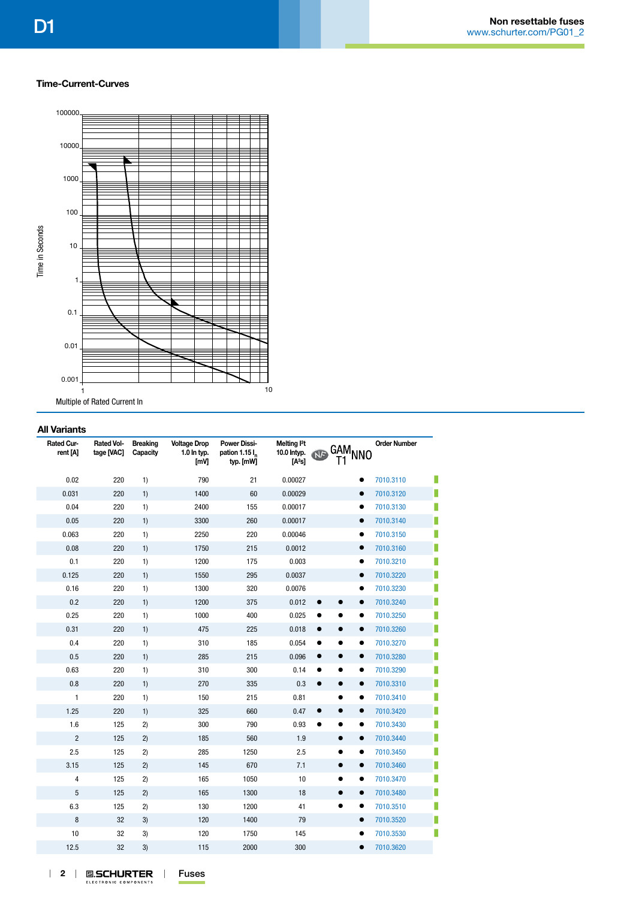## Time-Current-Curves

Time in Seconds

100000

10000

1000

100

10

1

0.1

0.01

0.001

1

10

Multiple of Rated Current In

## All Variants

| Rated Current [A] | Rated Voltage [VAC] | Breaking Capacity | Voltage Drop 1.0 In typ. [mV] | Power Dissipation 1.15 $I_n$ typ. [mW] | Melting I²t 10.0 Intyp. [A²s] | NF | GAM T1 | NNO | Order Number |
|---|---|---|---|---|---|---|---|---|---|
| 0.02 | 220 | 1) | 790 | 21 | 0.00027 | | | ● | 7010.3110 |
| 0.031 | 220 | 1) | 1400 | 60 | 0.00029 | | | ● | 7010.3120 |
| 0.04 | 220 | 1) | 2400 | 155 | 0.00017 | | | ● | 7010.3130 |
| 0.05 | 220 | 1) | 3300 | 260 | 0.00017 | | | ● | 7010.3140 |
| 0.063 | 220 | 1) | 2250 | 220 | 0.00046 | | | ● | 7010.3150 |
| 0.08 | 220 | 1) | 1750 | 215 | 0.0012 | | | ● | 7010.3160 |
| 0.1 | 220 | 1) | 1200 | 175 | 0.003 | | | ● | 7010.3210 |
| 0.125 | 220 | 1) | 1550 | 295 | 0.0037 | | | ● | 7010.3220 |
| 0.16 | 220 | 1) | 1300 | 320 | 0.0076 | | | ● | 7010.3230 |
| 0.2 | 220 | 1) | 1200 | 375 | 0.012 | ● | ● | ● | 7010.3240 |
| 0.25 | 220 | 1) | 1000 | 400 | 0.025 | ● | ● | ● | 7010.3250 |
| 0.31 | 220 | 1) | 475 | 225 | 0.018 | ● | ● | ● | 7010.3260 |
| 0.4 | 220 | 1) | 310 | 185 | 0.054 | ● | ● | ● | 7010.3270 |
| 0.5 | 220 | 1) | 285 | 215 | 0.096 | ● | ● | ● | 7010.3280 |
| 0.63 | 220 | 1) | 310 | 300 | 0.14 | ● | ● | ● | 7010.3290 |
| 0.8 | 220 | 1) | 270 | 335 | 0.3 | ● | ● | ● | 7010.3310 |
| 1 | 220 | 1) | 150 | 215 | 0.81 | | ● | ● | 7010.3410 |
| 1.25 | 220 | 1) | 325 | 660 | 0.47 | ● | ● | ● | 7010.3420 |
| 1.6 | 125 | 2) | 300 | 790 | 0.93 | ● | ● | ● | 7010.3430 |
| 2 | 125 | 2) | 185 | 560 | 1.9 | | ● | ● | 7010.3440 |
| 2.5 | 125 | 2) | 285 | 1250 | 2.5 | | ● | ● | 7010.3450 |
| 3.15 | 125 | 2) | 145 | 670 | 7.1 | | ● | ● | 7010.3460 |
| 4 | 125 | 2) | 165 | 1050 | 10 | | ● | ● | 7010.3470 |
| 5 | 125 | 2) | 165 | 1300 | 18 | | ● | ● | 7010.3480 |
| 6.3 | 125 | 2) | 130 | 1200 | 41 | | ● | ● | 7010.3510 |
| 8 | 32 | 3) | 120 | 1400 | 79 | | | ● | 7010.3520 |
| 10 | 32 | 3) | 120 | 1750 | 145 | | | ● | 7010.3530 |
| 12.5 | 32 | 3) | 115 | 2000 | 300 | | | ● | 7010.3620 |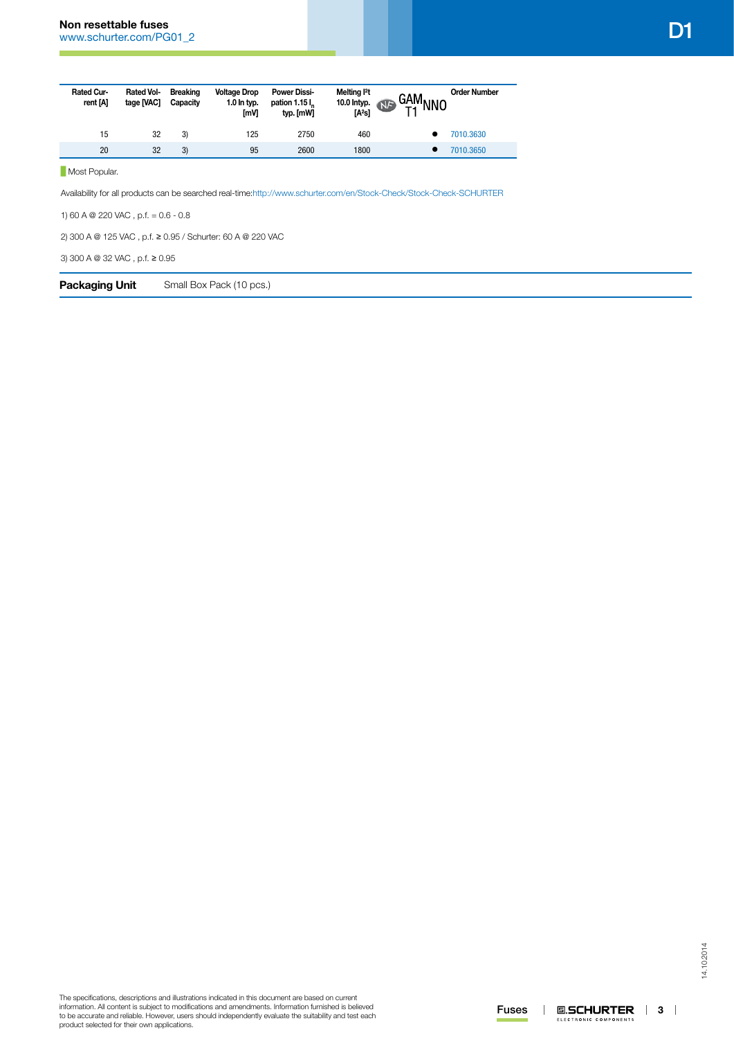| Rated Current [A] | Rated Voltage [VAC] | Breaking Capacity | Voltage Drop 1.0 In typ. [mV] | Power Dissipation 1.15 $I_n$ typ. [mW] | Melting I²t 10.0 Intyp. [A²s] | NF | GAM T1 | NNO | Order Number |
|---|---|---|---|---|---|---|---|---|---|
| 15 | 32 | 3) | 125 | 2750 | 460 | | | ● | 7010.3630 |
| 20 | 32 | 3) | 95 | 2600 | 1800 | | | ● | 7010.3650 |

Most Popular.

Availability for all products can be searched real-time:http://www.schurter.com/en/Stock-Check/Stock-Check-SCHURTER

1) 60 A @ 220 VAC , p.f. = 0.6 - 0.8

2) 300 A @ 125 VAC , p.f. ≥ 0.95 / Schurter: 60 A @ 220 VAC

3) 300 A @ 32 VAC , p.f. ≥ 0.95

**Packaging Unit** Small Box Pack (10 pcs.)

The specifications, descriptions and illustrations indicated in this document are based on current information. All content is subject to modifications and amendments. Information furnished is believed to be accurate and reliable. However, users should independently evaluate the suitability and test each product selected for their own applications.